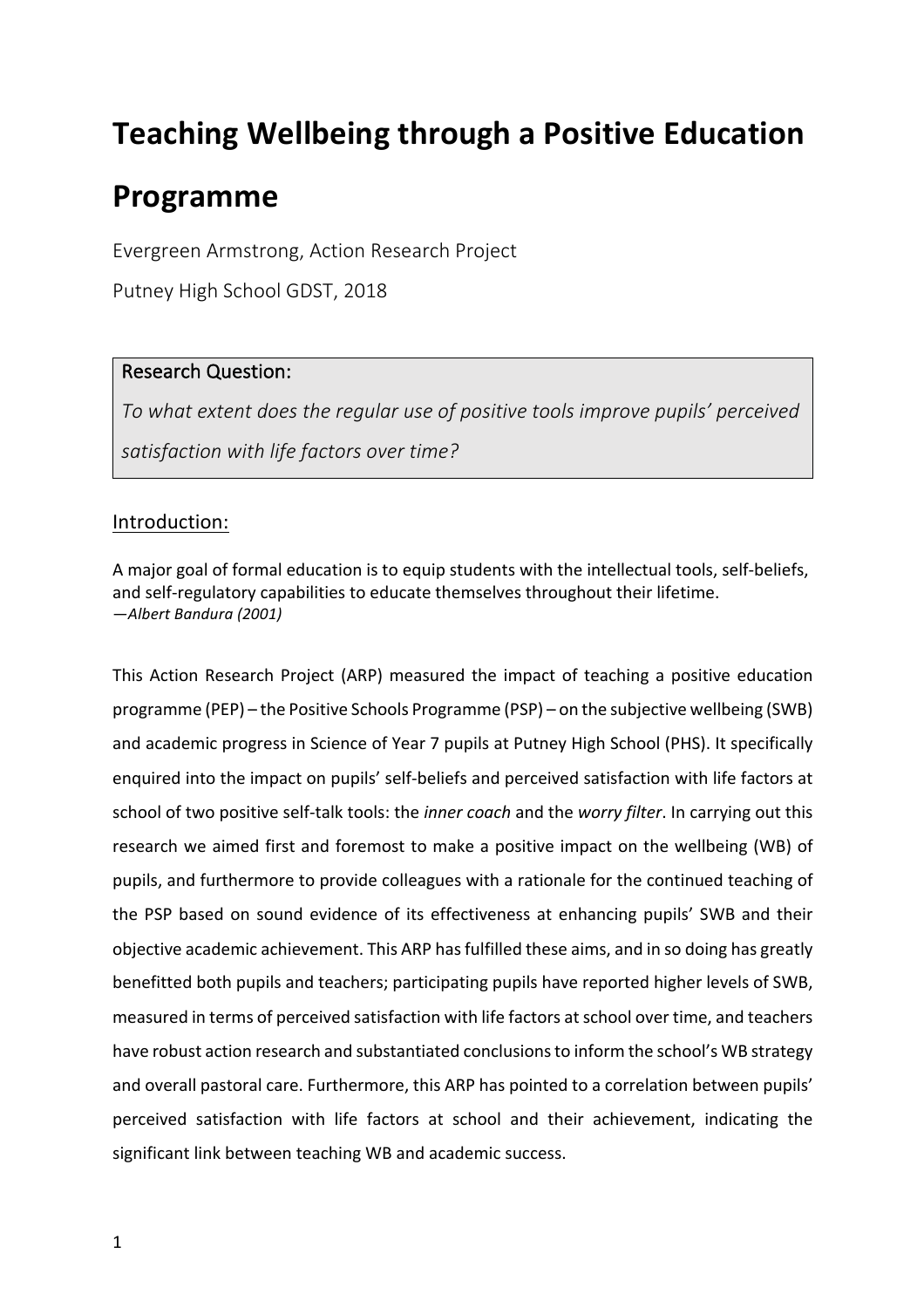# Teaching Wellbeing through a Positive Education Programme

Evergreen Armstrong, Action Research Project

Putney High School GDST, 2018

> **Research Question:**
>
> *To what extent does the regular use of positive tools improve pupils' perceived satisfaction with life factors over time?*

## Introduction:

A major goal of formal education is to equip students with the intellectual tools, self-beliefs, and self-regulatory capabilities to educate themselves throughout their lifetime.
—*Albert Bandura (2001)*

This Action Research Project (ARP) measured the impact of teaching a positive education programme (PEP) – the Positive Schools Programme (PSP) – on the subjective wellbeing (SWB) and academic progress in Science of Year 7 pupils at Putney High School (PHS). It specifically enquired into the impact on pupils' self-beliefs and perceived satisfaction with life factors at school of two positive self-talk tools: the *inner coach* and the *worry filter*. In carrying out this research we aimed first and foremost to make a positive impact on the wellbeing (WB) of pupils, and furthermore to provide colleagues with a rationale for the continued teaching of the PSP based on sound evidence of its effectiveness at enhancing pupils' SWB and their objective academic achievement. This ARP has fulfilled these aims, and in so doing has greatly benefitted both pupils and teachers; participating pupils have reported higher levels of SWB, measured in terms of perceived satisfaction with life factors at school over time, and teachers have robust action research and substantiated conclusions to inform the school's WB strategy and overall pastoral care. Furthermore, this ARP has pointed to a correlation between pupils' perceived satisfaction with life factors at school and their achievement, indicating the significant link between teaching WB and academic success.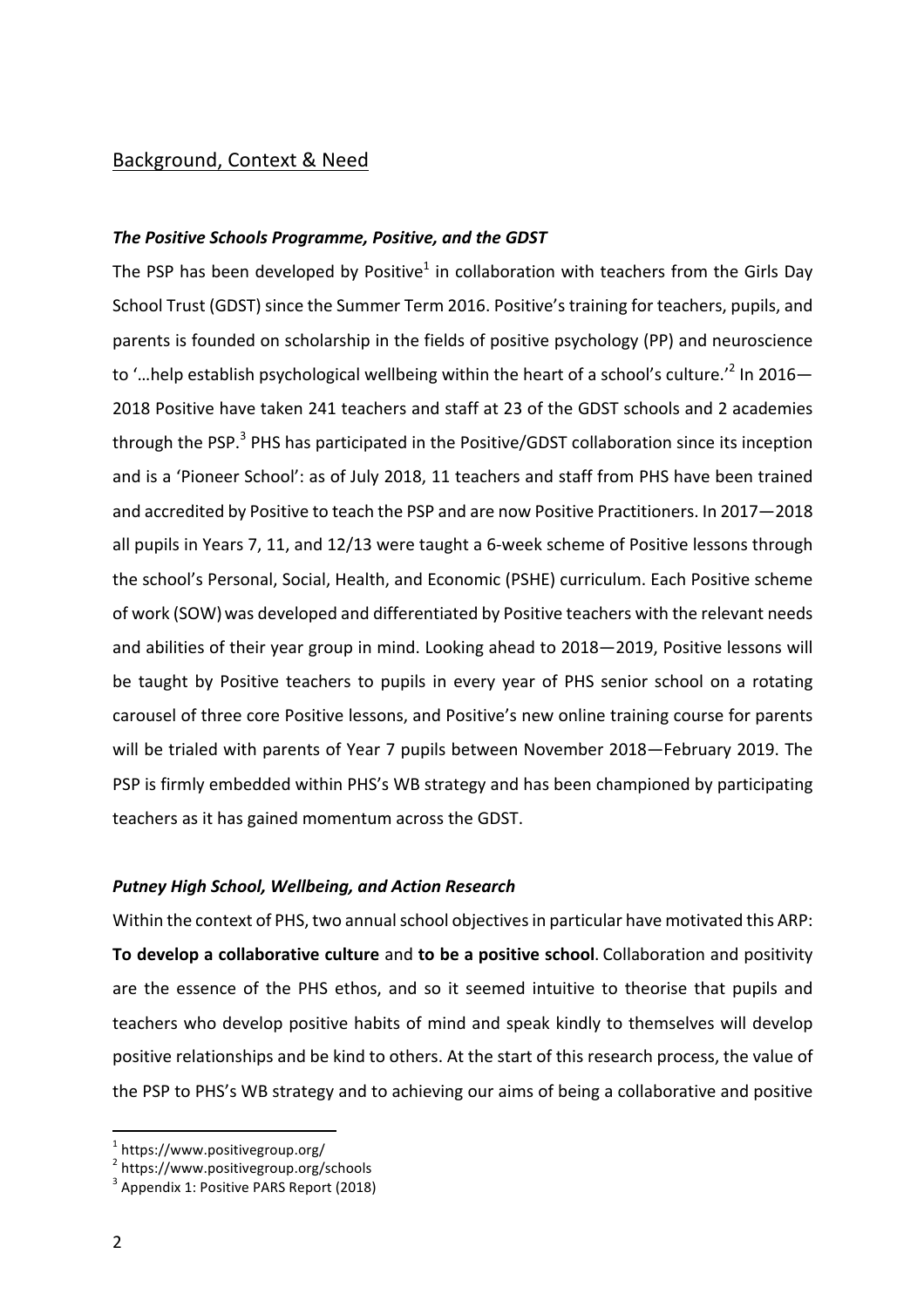## Background, Context & Need

### *The Positive Schools Programme, Positive, and the GDST*

The PSP has been developed by Positive[1] in collaboration with teachers from the Girls Day School Trust (GDST) since the Summer Term 2016. Positive's training for teachers, pupils, and parents is founded on scholarship in the fields of positive psychology (PP) and neuroscience to '…help establish psychological wellbeing within the heart of a school's culture.'[2] In 2016—2018 Positive have taken 241 teachers and staff at 23 of the GDST schools and 2 academies through the PSP.[3] PHS has participated in the Positive/GDST collaboration since its inception and is a 'Pioneer School': as of July 2018, 11 teachers and staff from PHS have been trained and accredited by Positive to teach the PSP and are now Positive Practitioners. In 2017—2018 all pupils in Years 7, 11, and 12/13 were taught a 6-week scheme of Positive lessons through the school's Personal, Social, Health, and Economic (PSHE) curriculum. Each Positive scheme of work (SOW) was developed and differentiated by Positive teachers with the relevant needs and abilities of their year group in mind. Looking ahead to 2018—2019, Positive lessons will be taught by Positive teachers to pupils in every year of PHS senior school on a rotating carousel of three core Positive lessons, and Positive's new online training course for parents will be trialed with parents of Year 7 pupils between November 2018—February 2019. The PSP is firmly embedded within PHS's WB strategy and has been championed by participating teachers as it has gained momentum across the GDST.

### *Putney High School, Wellbeing, and Action Research*

Within the context of PHS, two annual school objectives in particular have motivated this ARP: **To develop a collaborative culture** and **to be a positive school**. Collaboration and positivity are the essence of the PHS ethos, and so it seemed intuitive to theorise that pupils and teachers who develop positive habits of mind and speak kindly to themselves will develop positive relationships and be kind to others. At the start of this research process, the value of the PSP to PHS's WB strategy and to achieving our aims of being a collaborative and positive

---

[1] https://www.positivegroup.org/

[2] https://www.positivegroup.org/schools

[3] Appendix 1: Positive PARS Report (2018)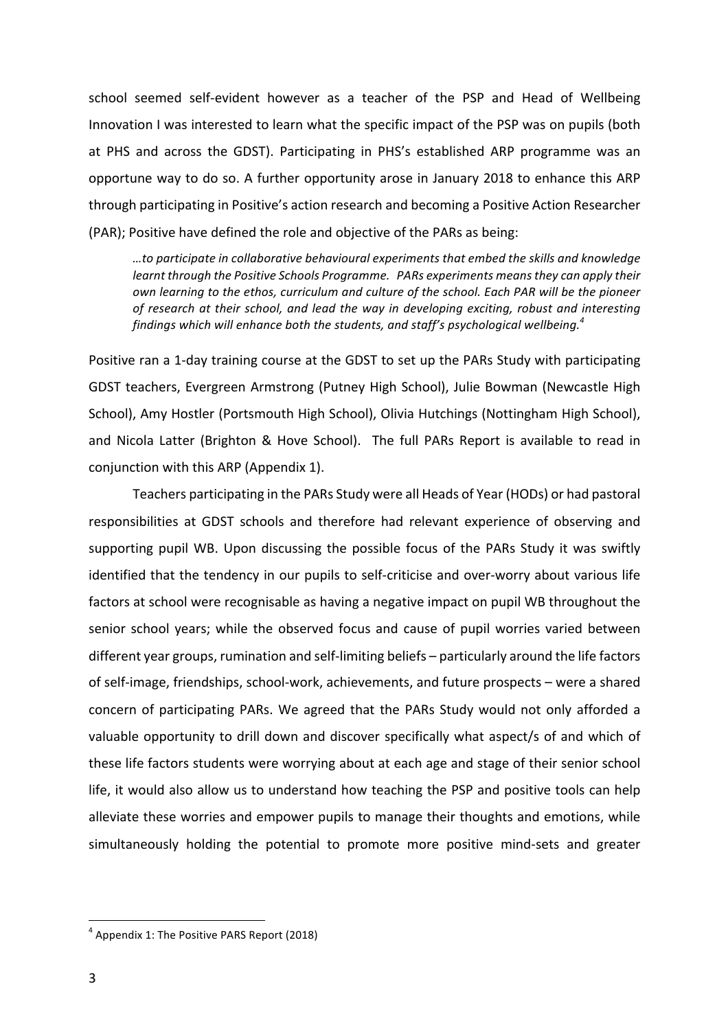school seemed self-evident however as a teacher of the PSP and Head of Wellbeing Innovation I was interested to learn what the specific impact of the PSP was on pupils (both at PHS and across the GDST). Participating in PHS's established ARP programme was an opportune way to do so. A further opportunity arose in January 2018 to enhance this ARP through participating in Positive's action research and becoming a Positive Action Researcher (PAR); Positive have defined the role and objective of the PARs as being:

> *…to participate in collaborative behavioural experiments that embed the skills and knowledge learnt through the Positive Schools Programme. PARs experiments means they can apply their own learning to the ethos, curriculum and culture of the school. Each PAR will be the pioneer of research at their school, and lead the way in developing exciting, robust and interesting findings which will enhance both the students, and staff's psychological wellbeing.*[4]

Positive ran a 1-day training course at the GDST to set up the PARs Study with participating GDST teachers, Evergreen Armstrong (Putney High School), Julie Bowman (Newcastle High School), Amy Hostler (Portsmouth High School), Olivia Hutchings (Nottingham High School), and Nicola Latter (Brighton & Hove School). The full PARs Report is available to read in conjunction with this ARP (Appendix 1).

Teachers participating in the PARs Study were all Heads of Year (HODs) or had pastoral responsibilities at GDST schools and therefore had relevant experience of observing and supporting pupil WB. Upon discussing the possible focus of the PARs Study it was swiftly identified that the tendency in our pupils to self-criticise and over-worry about various life factors at school were recognisable as having a negative impact on pupil WB throughout the senior school years; while the observed focus and cause of pupil worries varied between different year groups, rumination and self-limiting beliefs – particularly around the life factors of self-image, friendships, school-work, achievements, and future prospects – were a shared concern of participating PARs. We agreed that the PARs Study would not only afforded a valuable opportunity to drill down and discover specifically what aspect/s of and which of these life factors students were worrying about at each age and stage of their senior school life, it would also allow us to understand how teaching the PSP and positive tools can help alleviate these worries and empower pupils to manage their thoughts and emotions, while simultaneously holding the potential to promote more positive mind-sets and greater

---

[4] Appendix 1: The Positive PARS Report (2018)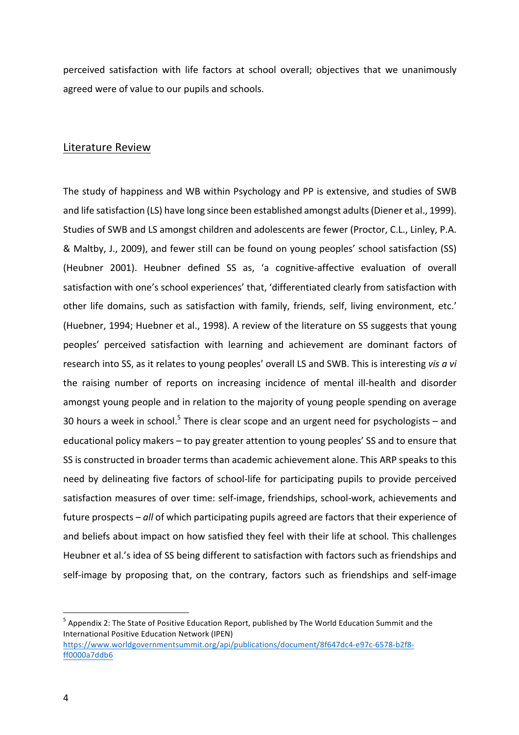perceived satisfaction with life factors at school overall; objectives that we unanimously agreed were of value to our pupils and schools.

## Literature Review

The study of happiness and WB within Psychology and PP is extensive, and studies of SWB and life satisfaction (LS) have long since been established amongst adults (Diener et al., 1999). Studies of SWB and LS amongst children and adolescents are fewer (Proctor, C.L., Linley, P.A. & Maltby, J., 2009), and fewer still can be found on young peoples' school satisfaction (SS) (Heubner 2001). Heubner defined SS as, 'a cognitive-affective evaluation of overall satisfaction with one's school experiences' that, 'differentiated clearly from satisfaction with other life domains, such as satisfaction with family, friends, self, living environment, etc.' (Huebner, 1994; Huebner et al., 1998). A review of the literature on SS suggests that young peoples' perceived satisfaction with learning and achievement are dominant factors of research into SS, as it relates to young peoples' overall LS and SWB. This is interesting *vis a vi* the raising number of reports on increasing incidence of mental ill-health and disorder amongst young people and in relation to the majority of young people spending on average 30 hours a week in school.[5] There is clear scope and an urgent need for psychologists – and educational policy makers – to pay greater attention to young peoples' SS and to ensure that SS is constructed in broader terms than academic achievement alone. This ARP speaks to this need by delineating five factors of school-life for participating pupils to provide perceived satisfaction measures of over time: self-image, friendships, school-work, achievements and future prospects – *all* of which participating pupils agreed are factors that their experience of and beliefs about impact on how satisfied they feel with their life at school. This challenges Heubner et al.'s idea of SS being different to satisfaction with factors such as friendships and self-image by proposing that, on the contrary, factors such as friendships and self-image

[5] Appendix 2: The State of Positive Education Report, published by The World Education Summit and the International Positive Education Network (IPEN) https://www.worldgovernmentsummit.org/api/publications/document/8f647dc4-e97c-6578-b2f8-ff0000a7ddb6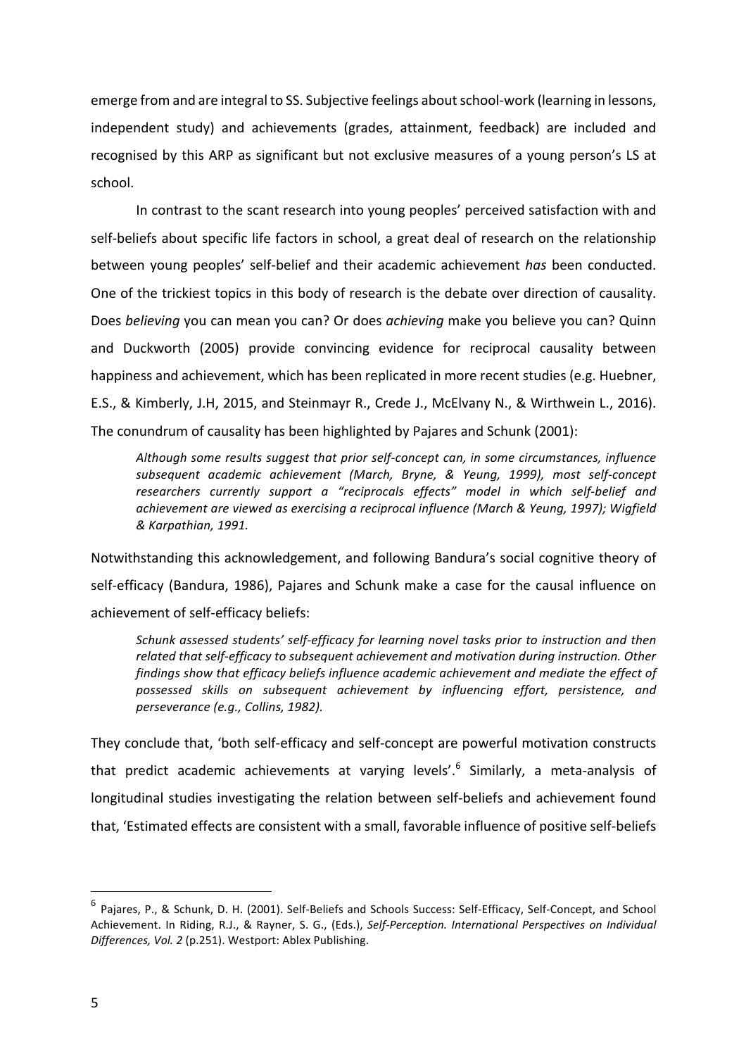emerge from and are integral to SS. Subjective feelings about school-work (learning in lessons, independent study) and achievements (grades, attainment, feedback) are included and recognised by this ARP as significant but not exclusive measures of a young person's LS at school.

In contrast to the scant research into young peoples' perceived satisfaction with and self-beliefs about specific life factors in school, a great deal of research on the relationship between young peoples' self-belief and their academic achievement *has* been conducted. One of the trickiest topics in this body of research is the debate over direction of causality. Does *believing* you can mean you can? Or does *achieving* make you believe you can? Quinn and Duckworth (2005) provide convincing evidence for reciprocal causality between happiness and achievement, which has been replicated in more recent studies (e.g. Huebner, E.S., & Kimberly, J.H, 2015, and Steinmayr R., Crede J., McElvany N., & Wirthwein L., 2016). The conundrum of causality has been highlighted by Pajares and Schunk (2001):

> *Although some results suggest that prior self-concept can, in some circumstances, influence subsequent academic achievement (March, Bryne, & Yeung, 1999), most self-concept researchers currently support a "reciprocals effects" model in which self-belief and achievement are viewed as exercising a reciprocal influence (March & Yeung, 1997); Wigfield & Karpathian, 1991.*

Notwithstanding this acknowledgement, and following Bandura's social cognitive theory of self-efficacy (Bandura, 1986), Pajares and Schunk make a case for the causal influence on achievement of self-efficacy beliefs:

> *Schunk assessed students' self-efficacy for learning novel tasks prior to instruction and then related that self-efficacy to subsequent achievement and motivation during instruction. Other findings show that efficacy beliefs influence academic achievement and mediate the effect of possessed skills on subsequent achievement by influencing effort, persistence, and perseverance (e.g., Collins, 1982).*

They conclude that, 'both self-efficacy and self-concept are powerful motivation constructs that predict academic achievements at varying levels'.[6] Similarly, a meta-analysis of longitudinal studies investigating the relation between self-beliefs and achievement found that, 'Estimated effects are consistent with a small, favorable influence of positive self-beliefs

---

[6] Pajares, P., & Schunk, D. H. (2001). Self-Beliefs and Schools Success: Self-Efficacy, Self-Concept, and School Achievement. In Riding, R.J., & Rayner, S. G., (Eds.), *Self-Perception. International Perspectives on Individual Differences, Vol. 2* (p.251). Westport: Ablex Publishing.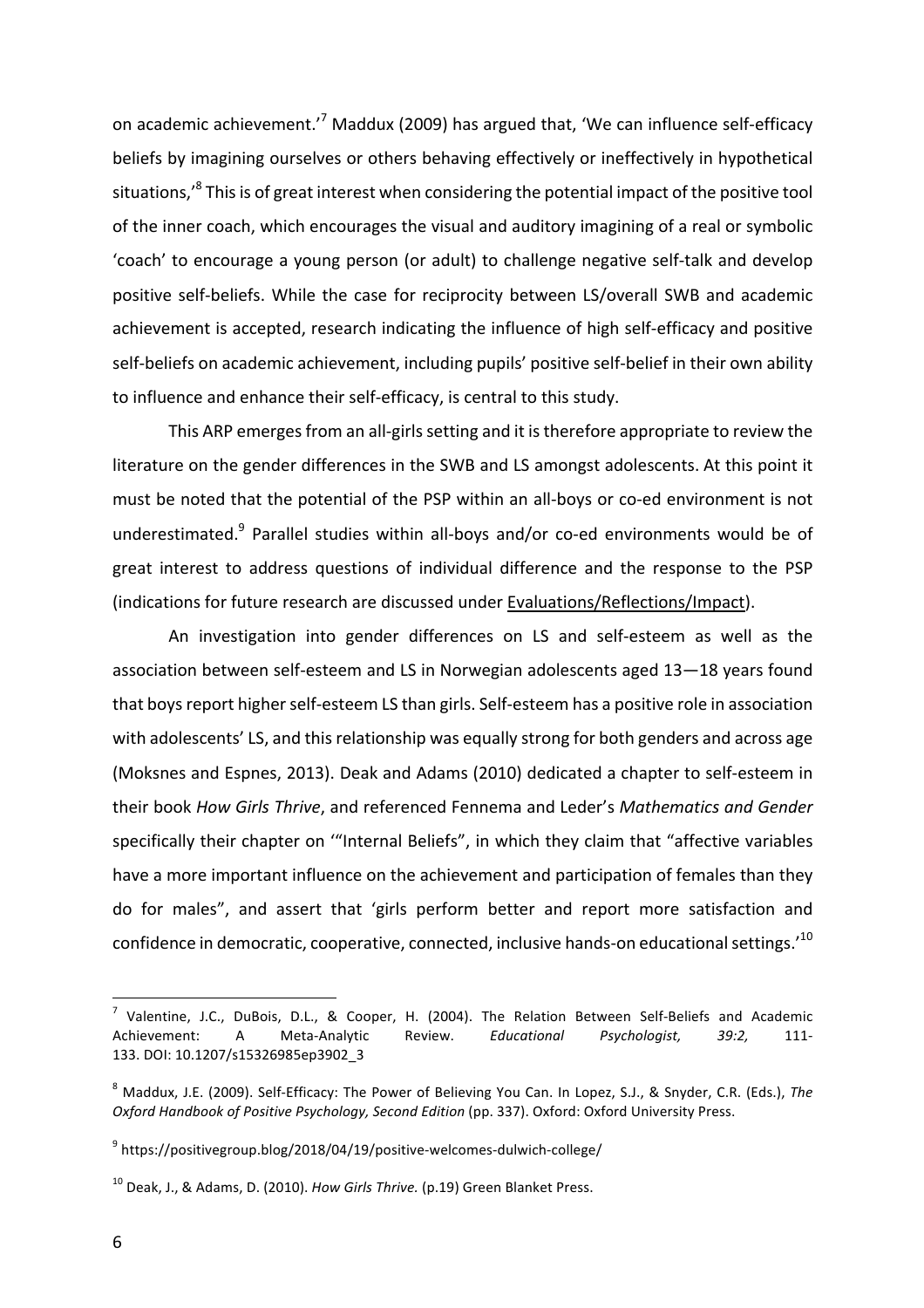on academic achievement.'[7] Maddux (2009) has argued that, 'We can influence self-efficacy beliefs by imagining ourselves or others behaving effectively or ineffectively in hypothetical situations,'[8] This is of great interest when considering the potential impact of the positive tool of the inner coach, which encourages the visual and auditory imagining of a real or symbolic 'coach' to encourage a young person (or adult) to challenge negative self-talk and develop positive self-beliefs. While the case for reciprocity between LS/overall SWB and academic achievement is accepted, research indicating the influence of high self-efficacy and positive self-beliefs on academic achievement, including pupils' positive self-belief in their own ability to influence and enhance their self-efficacy, is central to this study.

This ARP emerges from an all-girls setting and it is therefore appropriate to review the literature on the gender differences in the SWB and LS amongst adolescents. At this point it must be noted that the potential of the PSP within an all-boys or co-ed environment is not underestimated.[9] Parallel studies within all-boys and/or co-ed environments would be of great interest to address questions of individual difference and the response to the PSP (indications for future research are discussed under Evaluations/Reflections/Impact).

An investigation into gender differences on LS and self-esteem as well as the association between self-esteem and LS in Norwegian adolescents aged 13—18 years found that boys report higher self-esteem LS than girls. Self-esteem has a positive role in association with adolescents' LS, and this relationship was equally strong for both genders and across age (Moksnes and Espnes, 2013). Deak and Adams (2010) dedicated a chapter to self-esteem in their book *How Girls Thrive*, and referenced Fennema and Leder's *Mathematics and Gender* specifically their chapter on '"Internal Beliefs", in which they claim that "affective variables have a more important influence on the achievement and participation of females than they do for males", and assert that 'girls perform better and report more satisfaction and confidence in democratic, cooperative, connected, inclusive hands-on educational settings.'[10]

---

[7] Valentine, J.C., DuBois, D.L., & Cooper, H. (2004). The Relation Between Self-Beliefs and Academic Achievement: A Meta-Analytic Review. *Educational Psychologist, 39:2,* 111-133. DOI: 10.1207/s15326985ep3902_3

[8] Maddux, J.E. (2009). Self-Efficacy: The Power of Believing You Can. In Lopez, S.J., & Snyder, C.R. (Eds.), *The Oxford Handbook of Positive Psychology, Second Edition* (pp. 337). Oxford: Oxford University Press.

[9] https://positivegroup.blog/2018/04/19/positive-welcomes-dulwich-college/

[10] Deak, J., & Adams, D. (2010). *How Girls Thrive.* (p.19) Green Blanket Press.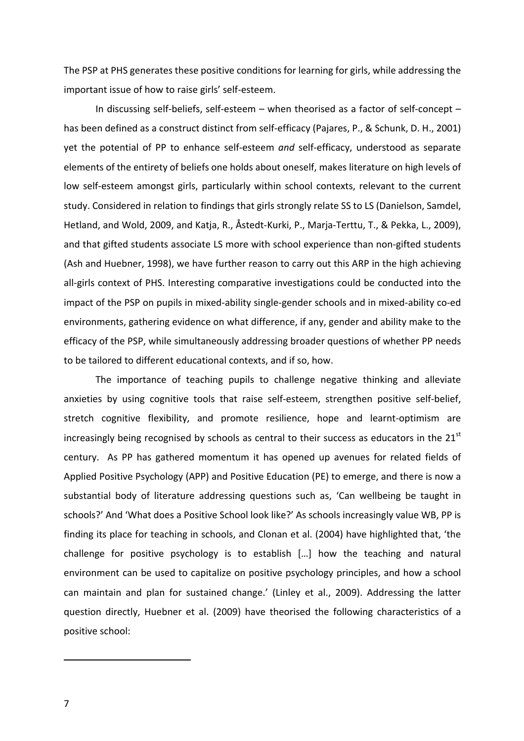The PSP at PHS generates these positive conditions for learning for girls, while addressing the important issue of how to raise girls' self-esteem.

In discussing self-beliefs, self-esteem – when theorised as a factor of self-concept – has been defined as a construct distinct from self-efficacy (Pajares, P., & Schunk, D. H., 2001) yet the potential of PP to enhance self-esteem *and* self-efficacy, understood as separate elements of the entirety of beliefs one holds about oneself, makes literature on high levels of low self-esteem amongst girls, particularly within school contexts, relevant to the current study. Considered in relation to findings that girls strongly relate SS to LS (Danielson, Samdel, Hetland, and Wold, 2009, and Katja, R., Åstedt-Kurki, P., Marja-Terttu, T., & Pekka, L., 2009), and that gifted students associate LS more with school experience than non-gifted students (Ash and Huebner, 1998), we have further reason to carry out this ARP in the high achieving all-girls context of PHS. Interesting comparative investigations could be conducted into the impact of the PSP on pupils in mixed-ability single-gender schools and in mixed-ability co-ed environments, gathering evidence on what difference, if any, gender and ability make to the efficacy of the PSP, while simultaneously addressing broader questions of whether PP needs to be tailored to different educational contexts, and if so, how.

The importance of teaching pupils to challenge negative thinking and alleviate anxieties by using cognitive tools that raise self-esteem, strengthen positive self-belief, stretch cognitive flexibility, and promote resilience, hope and learnt-optimism are increasingly being recognised by schools as central to their success as educators in the 21st century. As PP has gathered momentum it has opened up avenues for related fields of Applied Positive Psychology (APP) and Positive Education (PE) to emerge, and there is now a substantial body of literature addressing questions such as, 'Can wellbeing be taught in schools?' And 'What does a Positive School look like?' As schools increasingly value WB, PP is finding its place for teaching in schools, and Clonan et al. (2004) have highlighted that, 'the challenge for positive psychology is to establish […] how the teaching and natural environment can be used to capitalize on positive psychology principles, and how a school can maintain and plan for sustained change.' (Linley et al., 2009). Addressing the latter question directly, Huebner et al. (2009) have theorised the following characteristics of a positive school: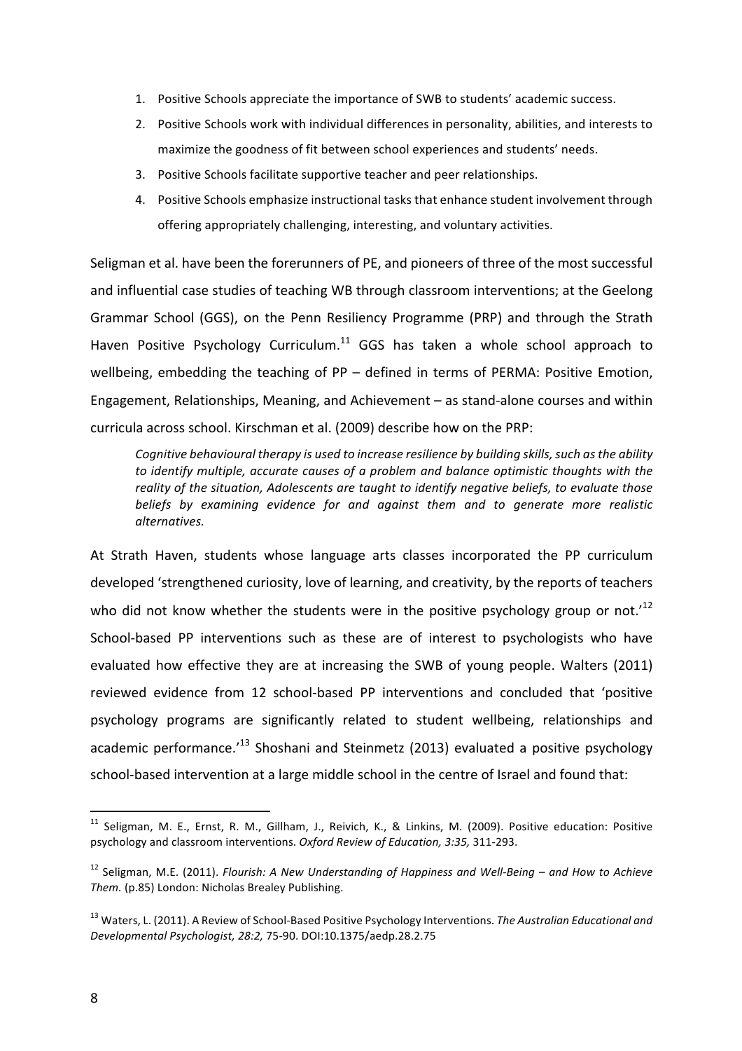1. Positive Schools appreciate the importance of SWB to students' academic success.
2. Positive Schools work with individual differences in personality, abilities, and interests to maximize the goodness of fit between school experiences and students' needs.
3. Positive Schools facilitate supportive teacher and peer relationships.
4. Positive Schools emphasize instructional tasks that enhance student involvement through offering appropriately challenging, interesting, and voluntary activities.

Seligman et al. have been the forerunners of PE, and pioneers of three of the most successful and influential case studies of teaching WB through classroom interventions; at the Geelong Grammar School (GGS), on the Penn Resiliency Programme (PRP) and through the Strath Haven Positive Psychology Curriculum.[11] GGS has taken a whole school approach to wellbeing, embedding the teaching of PP – defined in terms of PERMA: Positive Emotion, Engagement, Relationships, Meaning, and Achievement – as stand-alone courses and within curricula across school. Kirschman et al. (2009) describe how on the PRP:

> *Cognitive behavioural therapy is used to increase resilience by building skills, such as the ability to identify multiple, accurate causes of a problem and balance optimistic thoughts with the reality of the situation, Adolescents are taught to identify negative beliefs, to evaluate those beliefs by examining evidence for and against them and to generate more realistic alternatives.*

At Strath Haven, students whose language arts classes incorporated the PP curriculum developed 'strengthened curiosity, love of learning, and creativity, by the reports of teachers who did not know whether the students were in the positive psychology group or not.'[12] School-based PP interventions such as these are of interest to psychologists who have evaluated how effective they are at increasing the SWB of young people. Walters (2011) reviewed evidence from 12 school-based PP interventions and concluded that 'positive psychology programs are significantly related to student wellbeing, relationships and academic performance.'[13] Shoshani and Steinmetz (2013) evaluated a positive psychology school-based intervention at a large middle school in the centre of Israel and found that:

---

[11] Seligman, M. E., Ernst, R. M., Gillham, J., Reivich, K., & Linkins, M. (2009). Positive education: Positive psychology and classroom interventions. *Oxford Review of Education, 3:35,* 311-293.

[12] Seligman, M.E. (2011). *Flourish: A New Understanding of Happiness and Well-Being – and How to Achieve Them.* (p.85) London: Nicholas Brealey Publishing.

[13] Waters, L. (2011). A Review of School-Based Positive Psychology Interventions. *The Australian Educational and Developmental Psychologist, 28:2,* 75-90. DOI:10.1375/aedp.28.2.75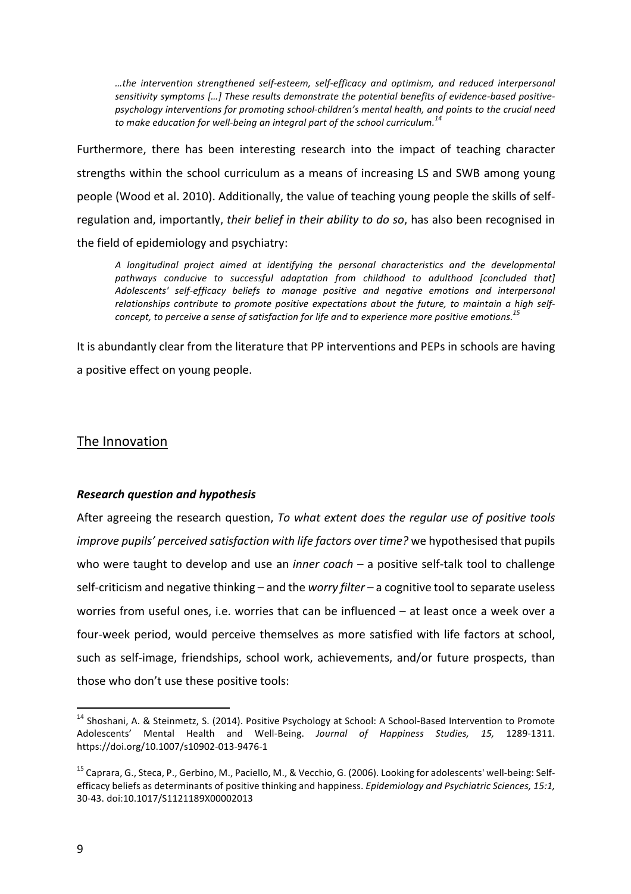*…the intervention strengthened self-esteem, self-efficacy and optimism, and reduced interpersonal sensitivity symptoms […] These results demonstrate the potential benefits of evidence-based positive-psychology interventions for promoting school-children's mental health, and points to the crucial need to make education for well-being an integral part of the school curriculum.*[14]

Furthermore, there has been interesting research into the impact of teaching character strengths within the school curriculum as a means of increasing LS and SWB among young people (Wood et al. 2010). Additionally, the value of teaching young people the skills of self-regulation and, importantly, *their belief in their ability to do so*, has also been recognised in the field of epidemiology and psychiatry:

*A longitudinal project aimed at identifying the personal characteristics and the developmental pathways conducive to successful adaptation from childhood to adulthood [concluded that] Adolescents' self-efficacy beliefs to manage positive and negative emotions and interpersonal relationships contribute to promote positive expectations about the future, to maintain a high self-concept, to perceive a sense of satisfaction for life and to experience more positive emotions.*[15]

It is abundantly clear from the literature that PP interventions and PEPs in schools are having a positive effect on young people.

## The Innovation

### *Research question and hypothesis*

After agreeing the research question, *To what extent does the regular use of positive tools improve pupils' perceived satisfaction with life factors over time?* we hypothesised that pupils who were taught to develop and use an *inner coach* – a positive self-talk tool to challenge self-criticism and negative thinking – and the *worry filter* – a cognitive tool to separate useless worries from useful ones, i.e. worries that can be influenced – at least once a week over a four-week period, would perceive themselves as more satisfied with life factors at school, such as self-image, friendships, school work, achievements, and/or future prospects, than those who don't use these positive tools:

---

[14] Shoshani, A. & Steinmetz, S. (2014). Positive Psychology at School: A School-Based Intervention to Promote Adolescents' Mental Health and Well-Being. *Journal of Happiness Studies, 15,* 1289-1311. https://doi.org/10.1007/s10902-013-9476-1

[15] Caprara, G., Steca, P., Gerbino, M., Paciello, M., & Vecchio, G. (2006). Looking for adolescents' well-being: Self-efficacy beliefs as determinants of positive thinking and happiness. *Epidemiology and Psychiatric Sciences, 15:1,* 30-43. doi:10.1017/S1121189X00002013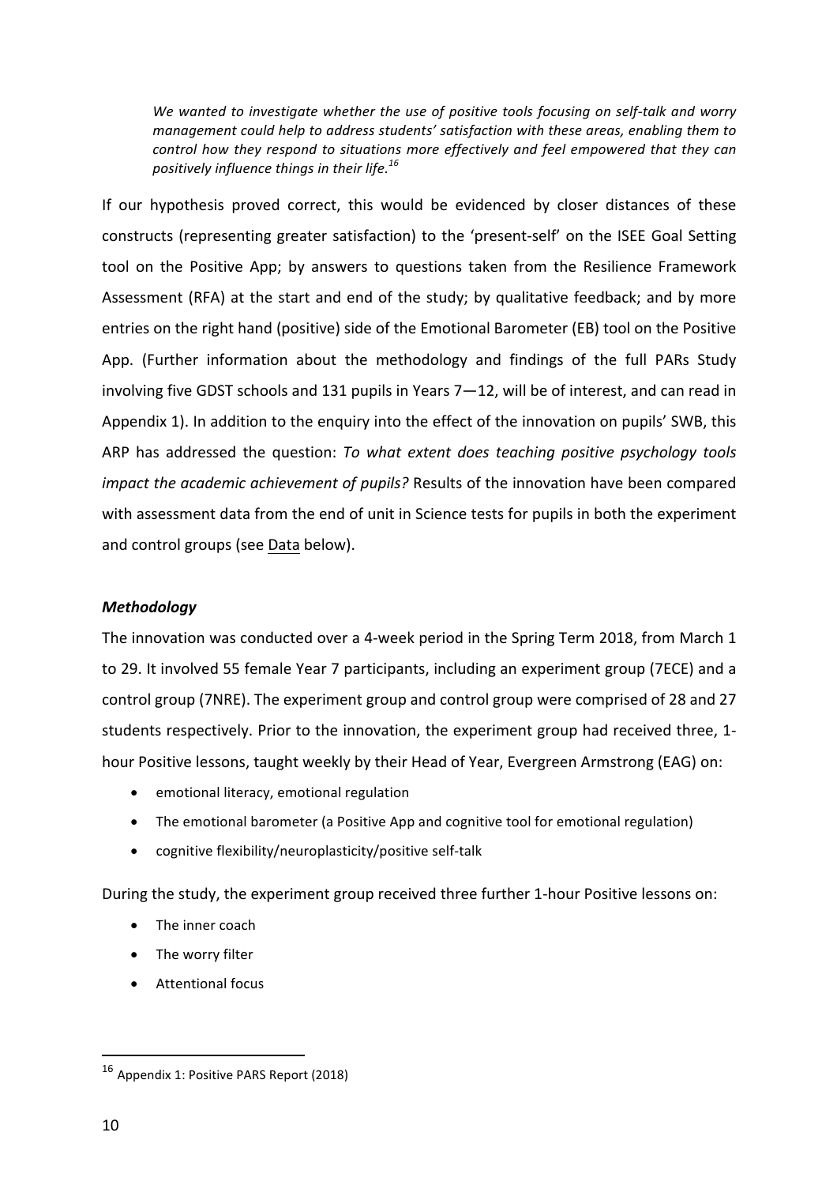> *We wanted to investigate whether the use of positive tools focusing on self-talk and worry management could help to address students' satisfaction with these areas, enabling them to control how they respond to situations more effectively and feel empowered that they can positively influence things in their life.*[16]

If our hypothesis proved correct, this would be evidenced by closer distances of these constructs (representing greater satisfaction) to the 'present-self' on the ISEE Goal Setting tool on the Positive App; by answers to questions taken from the Resilience Framework Assessment (RFA) at the start and end of the study; by qualitative feedback; and by more entries on the right hand (positive) side of the Emotional Barometer (EB) tool on the Positive App. (Further information about the methodology and findings of the full PARs Study involving five GDST schools and 131 pupils in Years 7—12, will be of interest, and can read in Appendix 1). In addition to the enquiry into the effect of the innovation on pupils' SWB, this ARP has addressed the question: *To what extent does teaching positive psychology tools impact the academic achievement of pupils?* Results of the innovation have been compared with assessment data from the end of unit in Science tests for pupils in both the experiment and control groups (see Data below).

### *Methodology*

The innovation was conducted over a 4-week period in the Spring Term 2018, from March 1 to 29. It involved 55 female Year 7 participants, including an experiment group (7ECE) and a control group (7NRE). The experiment group and control group were comprised of 28 and 27 students respectively. Prior to the innovation, the experiment group had received three, 1-hour Positive lessons, taught weekly by their Head of Year, Evergreen Armstrong (EAG) on:

- emotional literacy, emotional regulation
- The emotional barometer (a Positive App and cognitive tool for emotional regulation)
- cognitive flexibility/neuroplasticity/positive self-talk

During the study, the experiment group received three further 1-hour Positive lessons on:

- The inner coach
- The worry filter
- Attentional focus

---

[16] Appendix 1: Positive PARS Report (2018)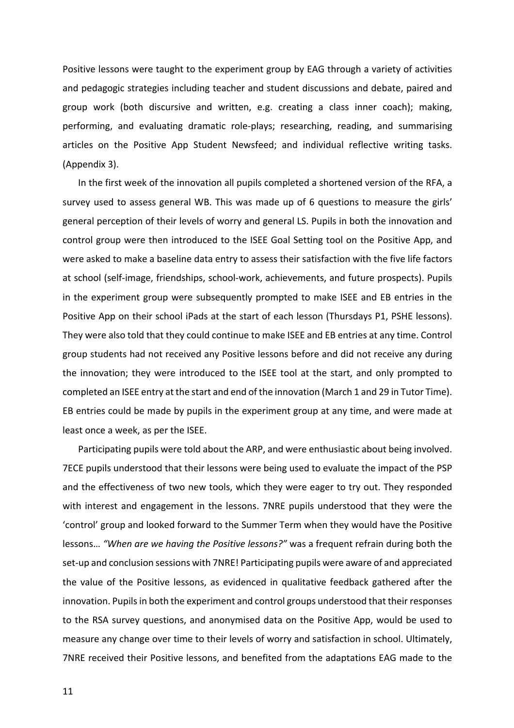Positive lessons were taught to the experiment group by EAG through a variety of activities and pedagogic strategies including teacher and student discussions and debate, paired and group work (both discursive and written, e.g. creating a class inner coach); making, performing, and evaluating dramatic role-plays; researching, reading, and summarising articles on the Positive App Student Newsfeed; and individual reflective writing tasks. (Appendix 3).

In the first week of the innovation all pupils completed a shortened version of the RFA, a survey used to assess general WB. This was made up of 6 questions to measure the girls' general perception of their levels of worry and general LS. Pupils in both the innovation and control group were then introduced to the ISEE Goal Setting tool on the Positive App, and were asked to make a baseline data entry to assess their satisfaction with the five life factors at school (self-image, friendships, school-work, achievements, and future prospects). Pupils in the experiment group were subsequently prompted to make ISEE and EB entries in the Positive App on their school iPads at the start of each lesson (Thursdays P1, PSHE lessons). They were also told that they could continue to make ISEE and EB entries at any time. Control group students had not received any Positive lessons before and did not receive any during the innovation; they were introduced to the ISEE tool at the start, and only prompted to completed an ISEE entry at the start and end of the innovation (March 1 and 29 in Tutor Time). EB entries could be made by pupils in the experiment group at any time, and were made at least once a week, as per the ISEE.

Participating pupils were told about the ARP, and were enthusiastic about being involved. 7ECE pupils understood that their lessons were being used to evaluate the impact of the PSP and the effectiveness of two new tools, which they were eager to try out. They responded with interest and engagement in the lessons. 7NRE pupils understood that they were the 'control' group and looked forward to the Summer Term when they would have the Positive lessons… *"When are we having the Positive lessons?"* was a frequent refrain during both the set-up and conclusion sessions with 7NRE! Participating pupils were aware of and appreciated the value of the Positive lessons, as evidenced in qualitative feedback gathered after the innovation. Pupils in both the experiment and control groups understood that their responses to the RSA survey questions, and anonymised data on the Positive App, would be used to measure any change over time to their levels of worry and satisfaction in school. Ultimately, 7NRE received their Positive lessons, and benefited from the adaptations EAG made to the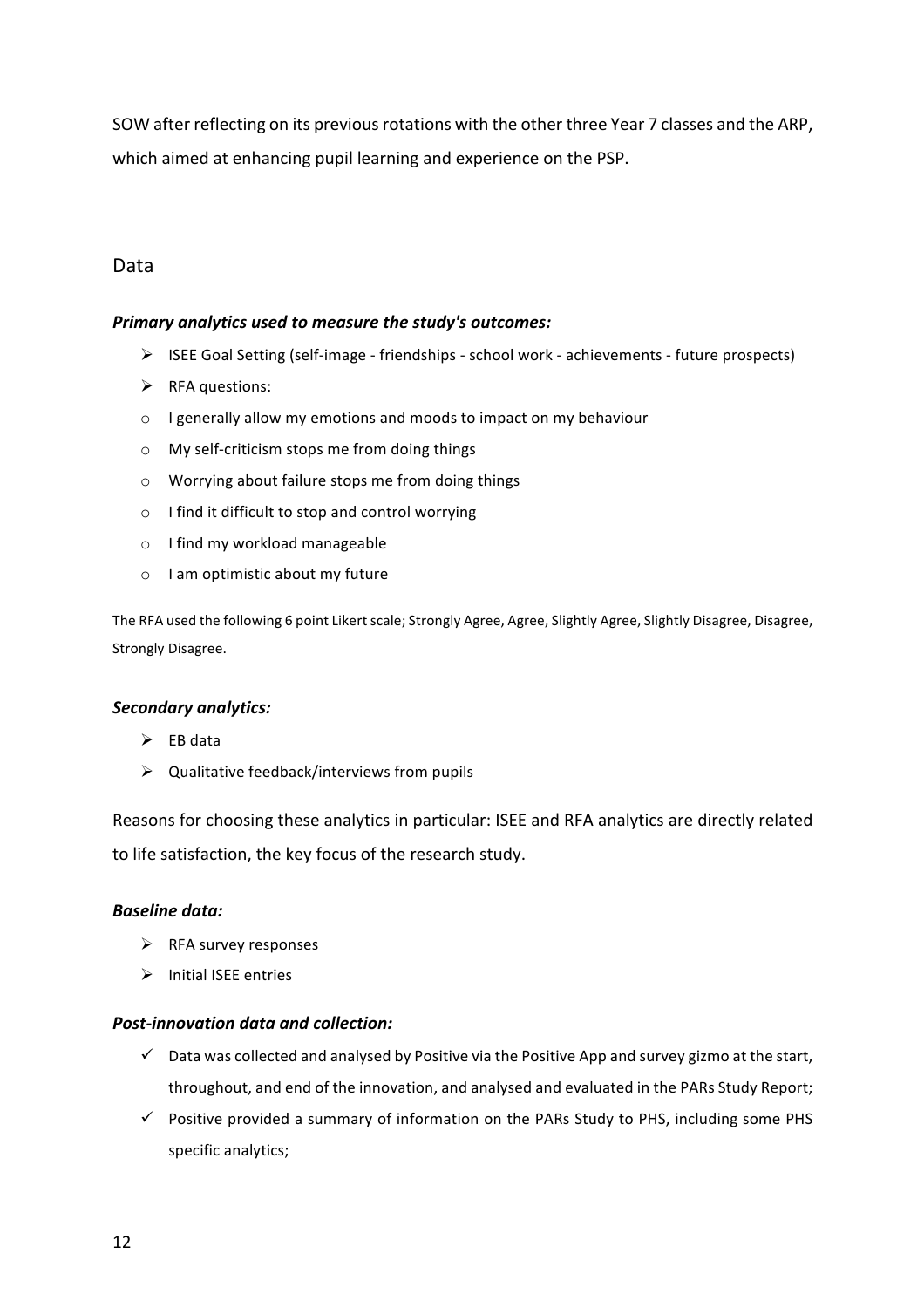SOW after reflecting on its previous rotations with the other three Year 7 classes and the ARP, which aimed at enhancing pupil learning and experience on the PSP.

## Data

***Primary analytics used to measure the study's outcomes:***

- ISEE Goal Setting (self-image - friendships - school work - achievements - future prospects)
- RFA questions:
  - I generally allow my emotions and moods to impact on my behaviour
  - My self-criticism stops me from doing things
  - Worrying about failure stops me from doing things
  - I find it difficult to stop and control worrying
  - I find my workload manageable
  - I am optimistic about my future

The RFA used the following 6 point Likert scale; Strongly Agree, Agree, Slightly Agree, Slightly Disagree, Disagree, Strongly Disagree.

***Secondary analytics:***

- EB data
- Qualitative feedback/interviews from pupils

Reasons for choosing these analytics in particular: ISEE and RFA analytics are directly related to life satisfaction, the key focus of the research study.

***Baseline data:***

- RFA survey responses
- Initial ISEE entries

***Post-innovation data and collection:***

- ✓ Data was collected and analysed by Positive via the Positive App and survey gizmo at the start, throughout, and end of the innovation, and analysed and evaluated in the PARs Study Report;
- ✓ Positive provided a summary of information on the PARs Study to PHS, including some PHS specific analytics;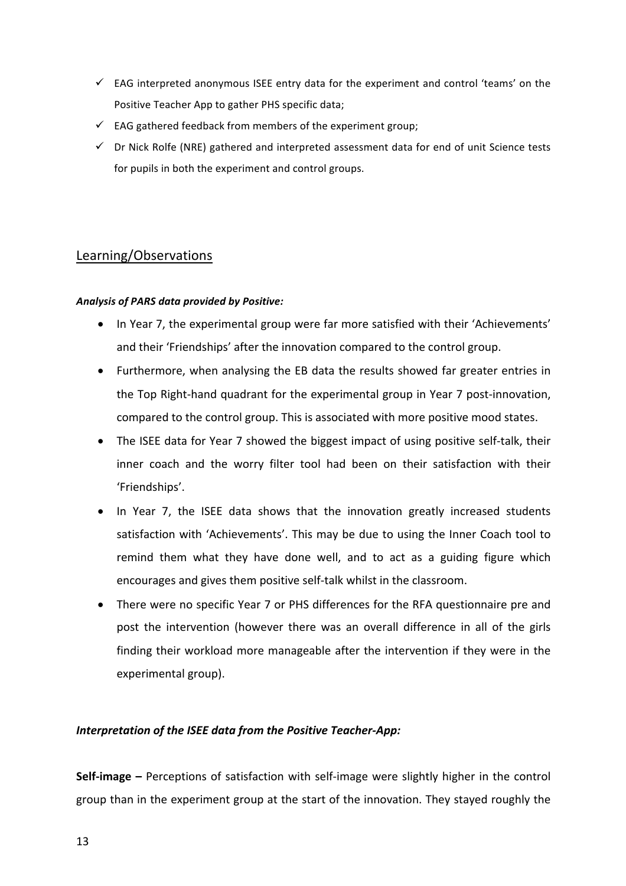- ✓ EAG interpreted anonymous ISEE entry data for the experiment and control 'teams' on the Positive Teacher App to gather PHS specific data;
- ✓ EAG gathered feedback from members of the experiment group;
- ✓ Dr Nick Rolfe (NRE) gathered and interpreted assessment data for end of unit Science tests for pupils in both the experiment and control groups.

## Learning/Observations

***Analysis of PARS data provided by Positive:***

- In Year 7, the experimental group were far more satisfied with their 'Achievements' and their 'Friendships' after the innovation compared to the control group.
- Furthermore, when analysing the EB data the results showed far greater entries in the Top Right-hand quadrant for the experimental group in Year 7 post-innovation, compared to the control group. This is associated with more positive mood states.
- The ISEE data for Year 7 showed the biggest impact of using positive self-talk, their inner coach and the worry filter tool had been on their satisfaction with their 'Friendships'.
- In Year 7, the ISEE data shows that the innovation greatly increased students satisfaction with 'Achievements'. This may be due to using the Inner Coach tool to remind them what they have done well, and to act as a guiding figure which encourages and gives them positive self-talk whilst in the classroom.
- There were no specific Year 7 or PHS differences for the RFA questionnaire pre and post the intervention (however there was an overall difference in all of the girls finding their workload more manageable after the intervention if they were in the experimental group).

***Interpretation of the ISEE data from the Positive Teacher-App:***

**Self-image –** Perceptions of satisfaction with self-image were slightly higher in the control group than in the experiment group at the start of the innovation. They stayed roughly the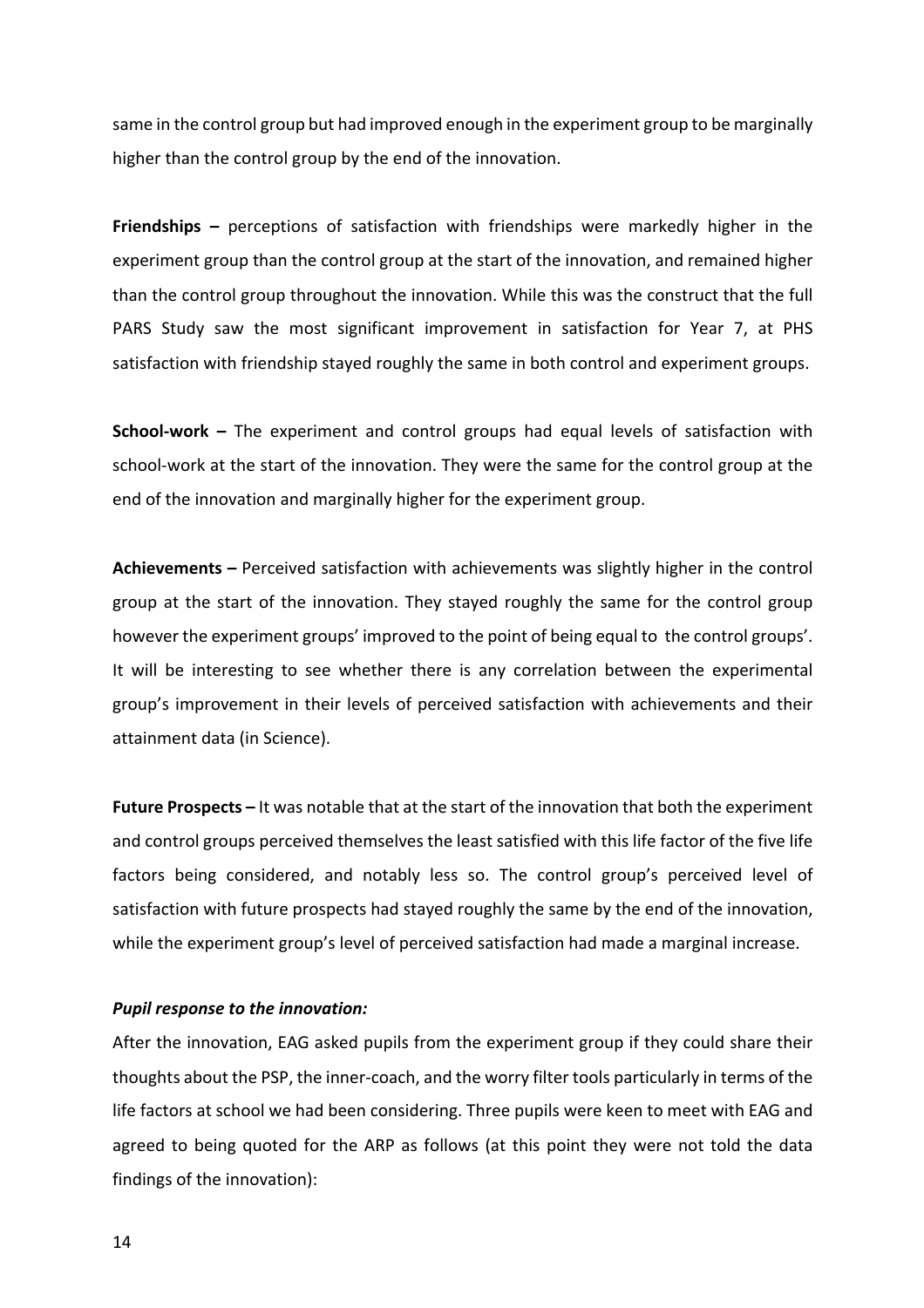same in the control group but had improved enough in the experiment group to be marginally higher than the control group by the end of the innovation.

**Friendships –** perceptions of satisfaction with friendships were markedly higher in the experiment group than the control group at the start of the innovation, and remained higher than the control group throughout the innovation. While this was the construct that the full PARS Study saw the most significant improvement in satisfaction for Year 7, at PHS satisfaction with friendship stayed roughly the same in both control and experiment groups.

**School-work –** The experiment and control groups had equal levels of satisfaction with school-work at the start of the innovation. They were the same for the control group at the end of the innovation and marginally higher for the experiment group.

**Achievements –** Perceived satisfaction with achievements was slightly higher in the control group at the start of the innovation. They stayed roughly the same for the control group however the experiment groups' improved to the point of being equal to the control groups'. It will be interesting to see whether there is any correlation between the experimental group's improvement in their levels of perceived satisfaction with achievements and their attainment data (in Science).

**Future Prospects –** It was notable that at the start of the innovation that both the experiment and control groups perceived themselves the least satisfied with this life factor of the five life factors being considered, and notably less so. The control group's perceived level of satisfaction with future prospects had stayed roughly the same by the end of the innovation, while the experiment group's level of perceived satisfaction had made a marginal increase.

***Pupil response to the innovation:***

After the innovation, EAG asked pupils from the experiment group if they could share their thoughts about the PSP, the inner-coach, and the worry filter tools particularly in terms of the life factors at school we had been considering. Three pupils were keen to meet with EAG and agreed to being quoted for the ARP as follows (at this point they were not told the data findings of the innovation):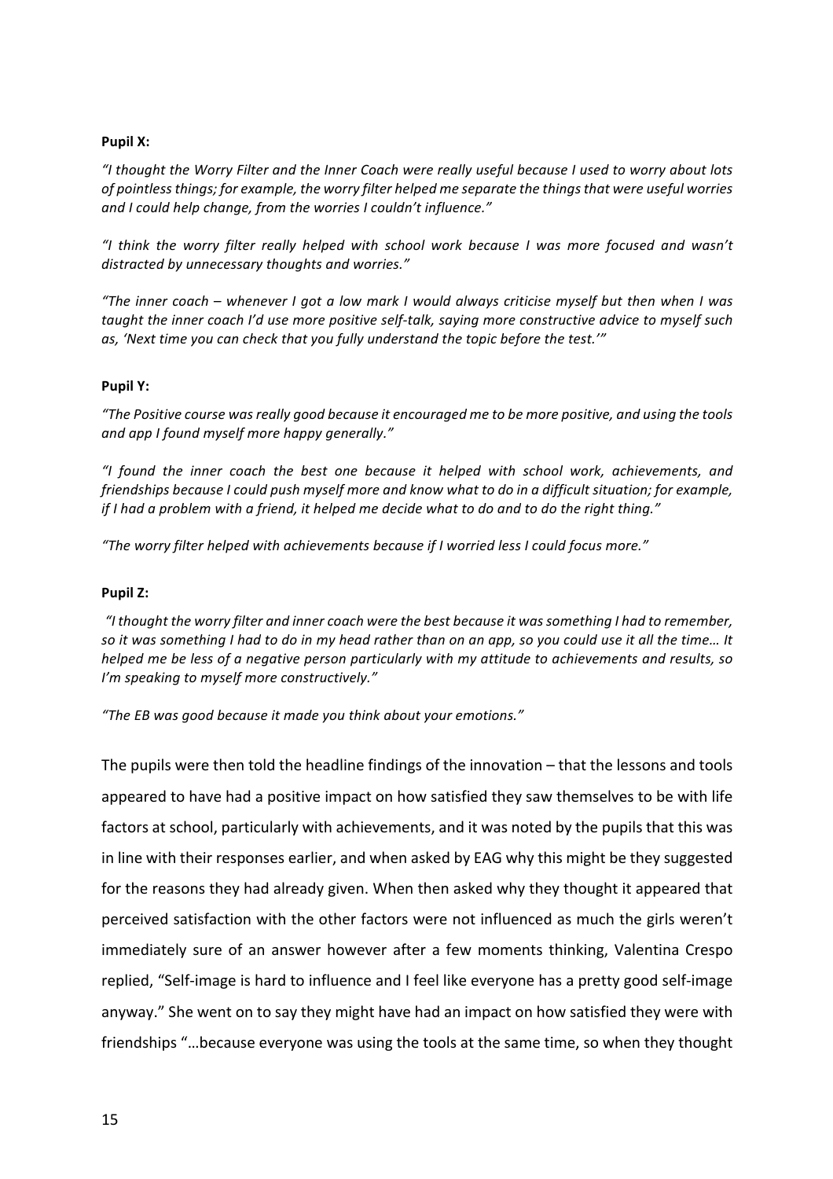**Pupil X:**

*"I thought the Worry Filter and the Inner Coach were really useful because I used to worry about lots of pointless things; for example, the worry filter helped me separate the things that were useful worries and I could help change, from the worries I couldn't influence."*

*"I think the worry filter really helped with school work because I was more focused and wasn't distracted by unnecessary thoughts and worries."*

*"The inner coach – whenever I got a low mark I would always criticise myself but then when I was taught the inner coach I'd use more positive self-talk, saying more constructive advice to myself such as, 'Next time you can check that you fully understand the topic before the test.'"*

**Pupil Y:**

*"The Positive course was really good because it encouraged me to be more positive, and using the tools and app I found myself more happy generally."*

*"I found the inner coach the best one because it helped with school work, achievements, and friendships because I could push myself more and know what to do in a difficult situation; for example, if I had a problem with a friend, it helped me decide what to do and to do the right thing."*

*"The worry filter helped with achievements because if I worried less I could focus more."*

**Pupil Z:**

*"I thought the worry filter and inner coach were the best because it was something I had to remember, so it was something I had to do in my head rather than on an app, so you could use it all the time… It helped me be less of a negative person particularly with my attitude to achievements and results, so I'm speaking to myself more constructively."*

*"The EB was good because it made you think about your emotions."*

The pupils were then told the headline findings of the innovation – that the lessons and tools appeared to have had a positive impact on how satisfied they saw themselves to be with life factors at school, particularly with achievements, and it was noted by the pupils that this was in line with their responses earlier, and when asked by EAG why this might be they suggested for the reasons they had already given. When then asked why they thought it appeared that perceived satisfaction with the other factors were not influenced as much the girls weren't immediately sure of an answer however after a few moments thinking, Valentina Crespo replied, "Self-image is hard to influence and I feel like everyone has a pretty good self-image anyway." She went on to say they might have had an impact on how satisfied they were with friendships "…because everyone was using the tools at the same time, so when they thought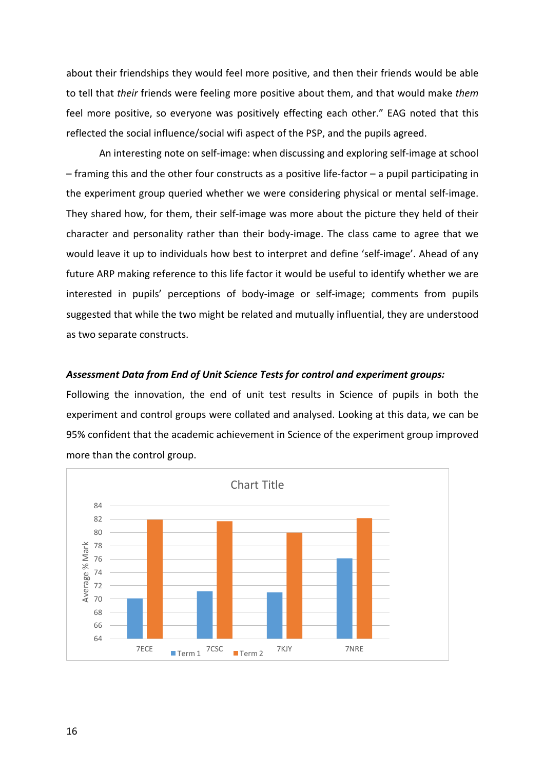about their friendships they would feel more positive, and then their friends would be able to tell that *their* friends were feeling more positive about them, and that would make *them* feel more positive, so everyone was positively effecting each other." EAG noted that this reflected the social influence/social wifi aspect of the PSP, and the pupils agreed.

An interesting note on self-image: when discussing and exploring self-image at school – framing this and the other four constructs as a positive life-factor – a pupil participating in the experiment group queried whether we were considering physical or mental self-image. They shared how, for them, their self-image was more about the picture they held of their character and personality rather than their body-image. The class came to agree that we would leave it up to individuals how best to interpret and define 'self-image'. Ahead of any future ARP making reference to this life factor it would be useful to identify whether we are interested in pupils' perceptions of body-image or self-image; comments from pupils suggested that while the two might be related and mutually influential, they are understood as two separate constructs.

***Assessment Data from End of Unit Science Tests for control and experiment groups:***

Following the innovation, the end of unit test results in Science of pupils in both the experiment and control groups were collated and analysed. Looking at this data, we can be 95% confident that the academic achievement in Science of the experiment group improved more than the control group.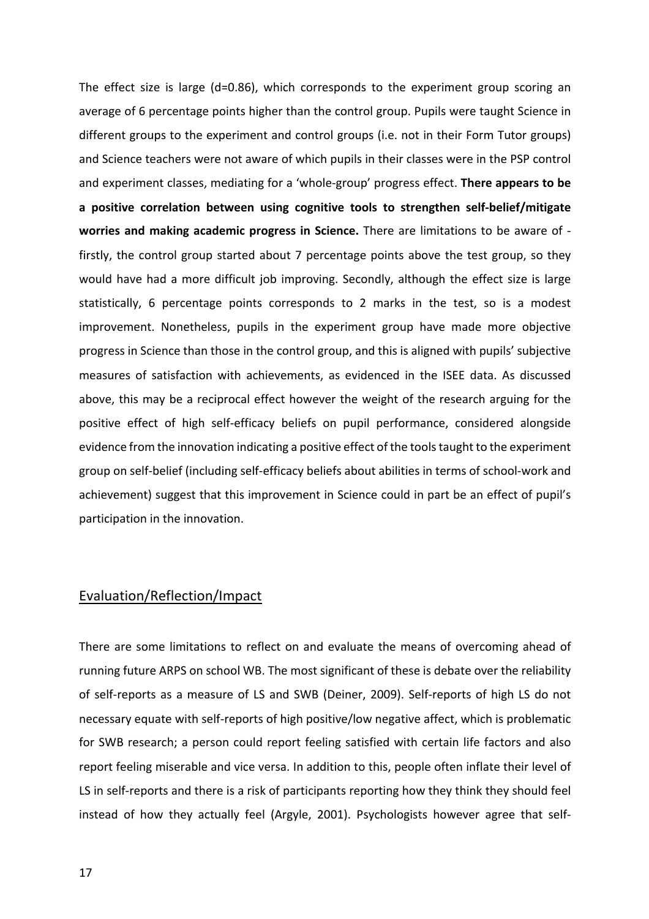The effect size is large (d=0.86), which corresponds to the experiment group scoring an average of 6 percentage points higher than the control group. Pupils were taught Science in different groups to the experiment and control groups (i.e. not in their Form Tutor groups) and Science teachers were not aware of which pupils in their classes were in the PSP control and experiment classes, mediating for a 'whole-group' progress effect. **There appears to be a positive correlation between using cognitive tools to strengthen self-belief/mitigate worries and making academic progress in Science.** There are limitations to be aware of - firstly, the control group started about 7 percentage points above the test group, so they would have had a more difficult job improving. Secondly, although the effect size is large statistically, 6 percentage points corresponds to 2 marks in the test, so is a modest improvement. Nonetheless, pupils in the experiment group have made more objective progress in Science than those in the control group, and this is aligned with pupils' subjective measures of satisfaction with achievements, as evidenced in the ISEE data. As discussed above, this may be a reciprocal effect however the weight of the research arguing for the positive effect of high self-efficacy beliefs on pupil performance, considered alongside evidence from the innovation indicating a positive effect of the tools taught to the experiment group on self-belief (including self-efficacy beliefs about abilities in terms of school-work and achievement) suggest that this improvement in Science could in part be an effect of pupil's participation in the innovation.

## Evaluation/Reflection/Impact

There are some limitations to reflect on and evaluate the means of overcoming ahead of running future ARPS on school WB. The most significant of these is debate over the reliability of self-reports as a measure of LS and SWB (Deiner, 2009). Self-reports of high LS do not necessary equate with self-reports of high positive/low negative affect, which is problematic for SWB research; a person could report feeling satisfied with certain life factors and also report feeling miserable and vice versa. In addition to this, people often inflate their level of LS in self-reports and there is a risk of participants reporting how they think they should feel instead of how they actually feel (Argyle, 2001). Psychologists however agree that self-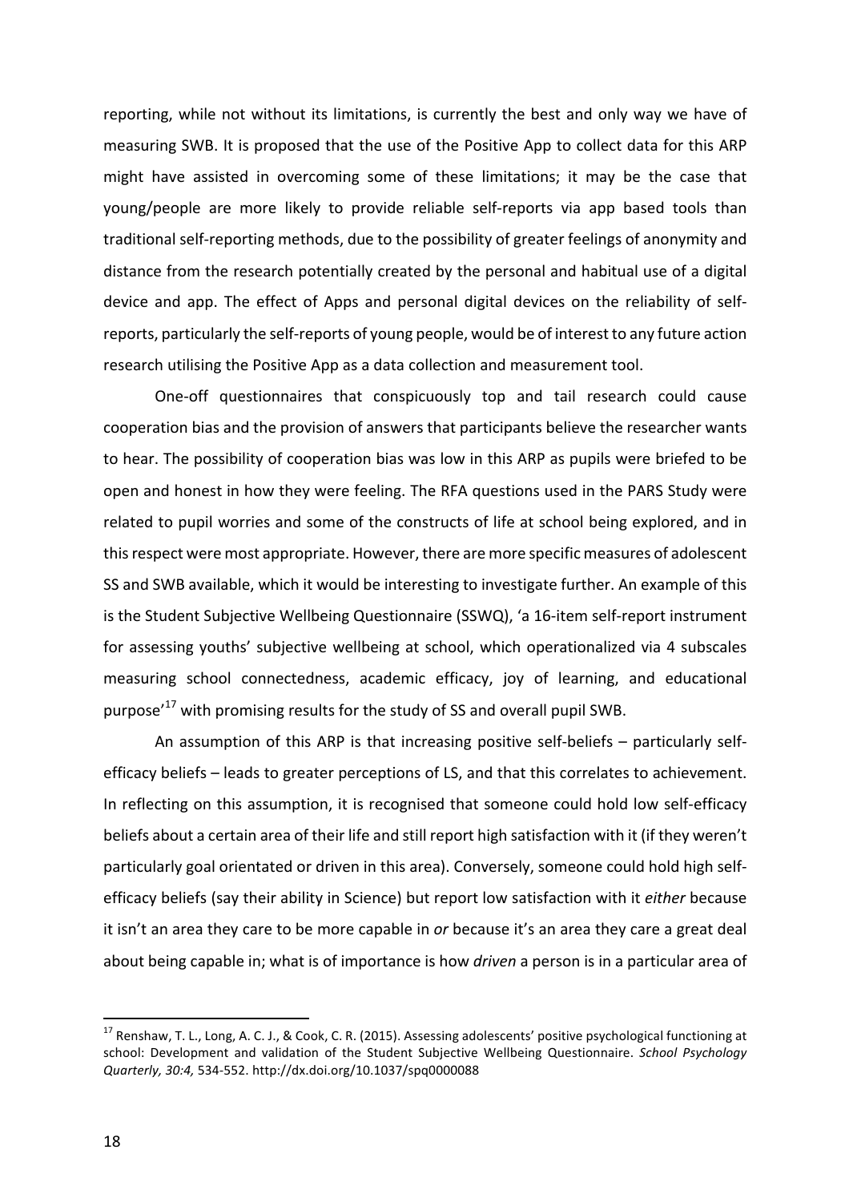reporting, while not without its limitations, is currently the best and only way we have of measuring SWB. It is proposed that the use of the Positive App to collect data for this ARP might have assisted in overcoming some of these limitations; it may be the case that young/people are more likely to provide reliable self-reports via app based tools than traditional self-reporting methods, due to the possibility of greater feelings of anonymity and distance from the research potentially created by the personal and habitual use of a digital device and app. The effect of Apps and personal digital devices on the reliability of self-reports, particularly the self-reports of young people, would be of interest to any future action research utilising the Positive App as a data collection and measurement tool.

One-off questionnaires that conspicuously top and tail research could cause cooperation bias and the provision of answers that participants believe the researcher wants to hear. The possibility of cooperation bias was low in this ARP as pupils were briefed to be open and honest in how they were feeling. The RFA questions used in the PARS Study were related to pupil worries and some of the constructs of life at school being explored, and in this respect were most appropriate. However, there are more specific measures of adolescent SS and SWB available, which it would be interesting to investigate further. An example of this is the Student Subjective Wellbeing Questionnaire (SSWQ), 'a 16-item self-report instrument for assessing youths' subjective wellbeing at school, which operationalized via 4 subscales measuring school connectedness, academic efficacy, joy of learning, and educational purpose'[17] with promising results for the study of SS and overall pupil SWB.

An assumption of this ARP is that increasing positive self-beliefs – particularly self-efficacy beliefs – leads to greater perceptions of LS, and that this correlates to achievement. In reflecting on this assumption, it is recognised that someone could hold low self-efficacy beliefs about a certain area of their life and still report high satisfaction with it (if they weren't particularly goal orientated or driven in this area). Conversely, someone could hold high self-efficacy beliefs (say their ability in Science) but report low satisfaction with it *either* because it isn't an area they care to be more capable in *or* because it's an area they care a great deal about being capable in; what is of importance is how *driven* a person is in a particular area of

[17] Renshaw, T. L., Long, A. C. J., & Cook, C. R. (2015). Assessing adolescents' positive psychological functioning at school: Development and validation of the Student Subjective Wellbeing Questionnaire. *School Psychology Quarterly, 30:4,* 534-552. http://dx.doi.org/10.1037/spq0000088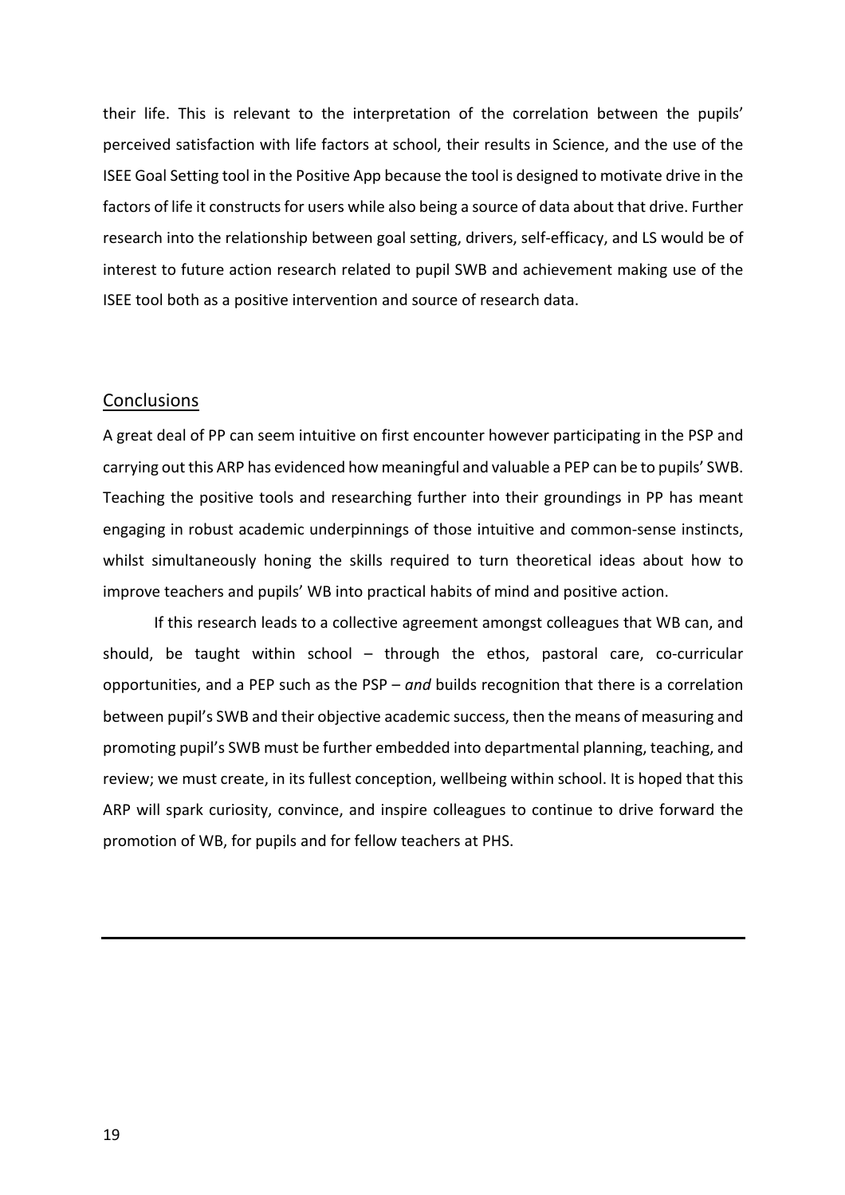their life. This is relevant to the interpretation of the correlation between the pupils' perceived satisfaction with life factors at school, their results in Science, and the use of the ISEE Goal Setting tool in the Positive App because the tool is designed to motivate drive in the factors of life it constructs for users while also being a source of data about that drive. Further research into the relationship between goal setting, drivers, self-efficacy, and LS would be of interest to future action research related to pupil SWB and achievement making use of the ISEE tool both as a positive intervention and source of research data.

## Conclusions

A great deal of PP can seem intuitive on first encounter however participating in the PSP and carrying out this ARP has evidenced how meaningful and valuable a PEP can be to pupils' SWB. Teaching the positive tools and researching further into their groundings in PP has meant engaging in robust academic underpinnings of those intuitive and common-sense instincts, whilst simultaneously honing the skills required to turn theoretical ideas about how to improve teachers and pupils' WB into practical habits of mind and positive action.

If this research leads to a collective agreement amongst colleagues that WB can, and should, be taught within school – through the ethos, pastoral care, co-curricular opportunities, and a PEP such as the PSP – *and* builds recognition that there is a correlation between pupil's SWB and their objective academic success, then the means of measuring and promoting pupil's SWB must be further embedded into departmental planning, teaching, and review; we must create, in its fullest conception, wellbeing within school. It is hoped that this ARP will spark curiosity, convince, and inspire colleagues to continue to drive forward the promotion of WB, for pupils and for fellow teachers at PHS.

---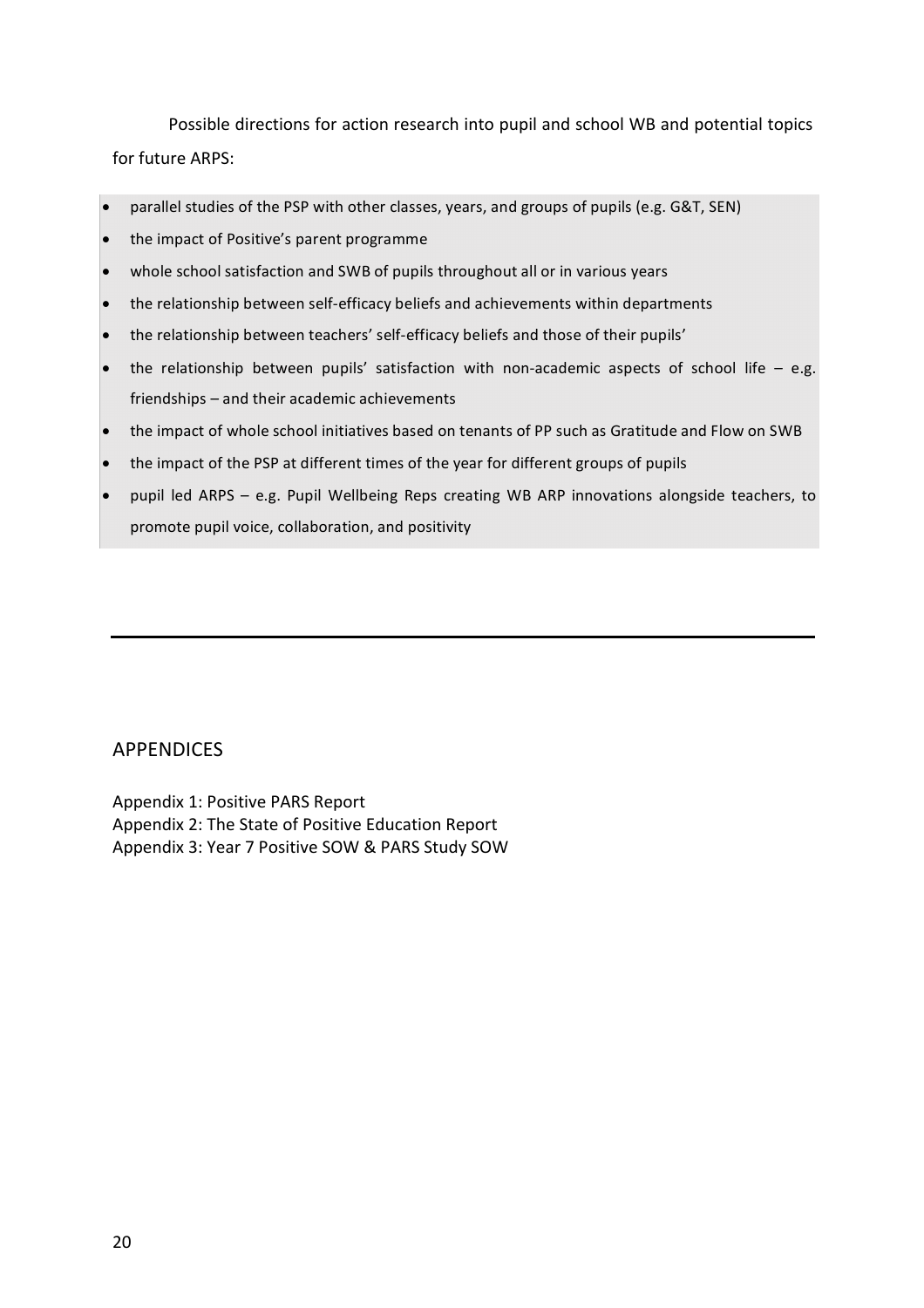Possible directions for action research into pupil and school WB and potential topics for future ARPS:

- parallel studies of the PSP with other classes, years, and groups of pupils (e.g. G&T, SEN)
- the impact of Positive's parent programme
- whole school satisfaction and SWB of pupils throughout all or in various years
- the relationship between self-efficacy beliefs and achievements within departments
- the relationship between teachers' self-efficacy beliefs and those of their pupils'
- the relationship between pupils' satisfaction with non-academic aspects of school life – e.g. friendships – and their academic achievements
- the impact of whole school initiatives based on tenants of PP such as Gratitude and Flow on SWB
- the impact of the PSP at different times of the year for different groups of pupils
- pupil led ARPS – e.g. Pupil Wellbeing Reps creating WB ARP innovations alongside teachers, to promote pupil voice, collaboration, and positivity

---

## APPENDICES

Appendix 1: Positive PARS Report
Appendix 2: The State of Positive Education Report
Appendix 3: Year 7 Positive SOW & PARS Study SOW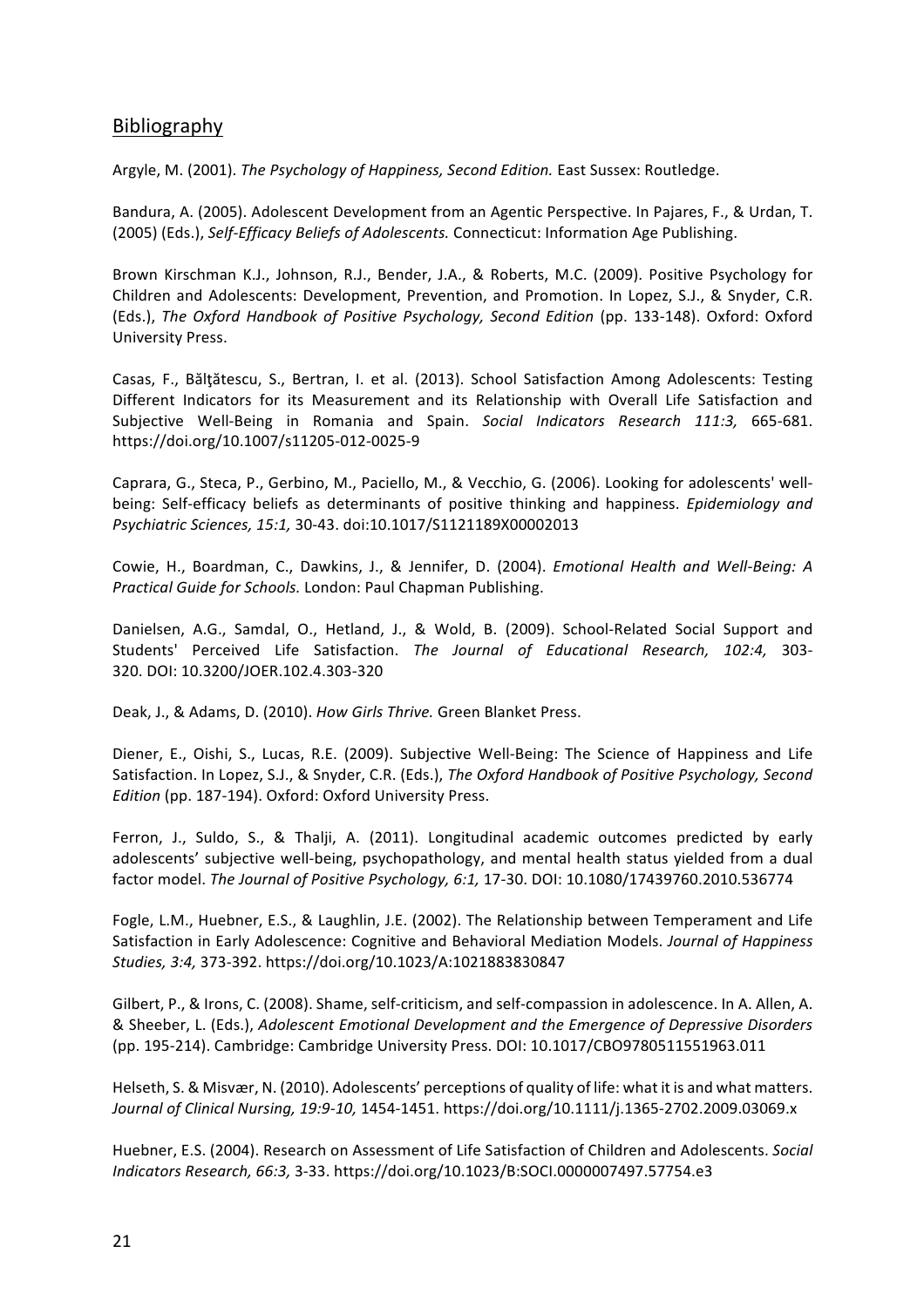## Bibliography

Argyle, M. (2001). *The Psychology of Happiness, Second Edition.* East Sussex: Routledge.

Bandura, A. (2005). Adolescent Development from an Agentic Perspective. In Pajares, F., & Urdan, T. (2005) (Eds.), *Self-Efficacy Beliefs of Adolescents.* Connecticut: Information Age Publishing.

Brown Kirschman K.J., Johnson, R.J., Bender, J.A., & Roberts, M.C. (2009). Positive Psychology for Children and Adolescents: Development, Prevention, and Promotion. In Lopez, S.J., & Snyder, C.R. (Eds.), *The Oxford Handbook of Positive Psychology, Second Edition* (pp. 133-148). Oxford: Oxford University Press.

Casas, F., Bălţătescu, S., Bertran, I. et al. (2013). School Satisfaction Among Adolescents: Testing Different Indicators for its Measurement and its Relationship with Overall Life Satisfaction and Subjective Well-Being in Romania and Spain. *Social Indicators Research 111:3,* 665-681. https://doi.org/10.1007/s11205-012-0025-9

Caprara, G., Steca, P., Gerbino, M., Paciello, M., & Vecchio, G. (2006). Looking for adolescents' well-being: Self-efficacy beliefs as determinants of positive thinking and happiness. *Epidemiology and Psychiatric Sciences, 15:1,* 30-43. doi:10.1017/S1121189X00002013

Cowie, H., Boardman, C., Dawkins, J., & Jennifer, D. (2004). *Emotional Health and Well-Being: A Practical Guide for Schools.* London: Paul Chapman Publishing.

Danielsen, A.G., Samdal, O., Hetland, J., & Wold, B. (2009). School-Related Social Support and Students' Perceived Life Satisfaction. *The Journal of Educational Research, 102:4,* 303-320. DOI: 10.3200/JOER.102.4.303-320

Deak, J., & Adams, D. (2010). *How Girls Thrive.* Green Blanket Press.

Diener, E., Oishi, S., Lucas, R.E. (2009). Subjective Well-Being: The Science of Happiness and Life Satisfaction. In Lopez, S.J., & Snyder, C.R. (Eds.), *The Oxford Handbook of Positive Psychology, Second Edition* (pp. 187-194). Oxford: Oxford University Press.

Ferron, J., Suldo, S., & Thalji, A. (2011). Longitudinal academic outcomes predicted by early adolescents' subjective well-being, psychopathology, and mental health status yielded from a dual factor model. *The Journal of Positive Psychology, 6:1,* 17-30. DOI: 10.1080/17439760.2010.536774

Fogle, L.M., Huebner, E.S., & Laughlin, J.E. (2002). The Relationship between Temperament and Life Satisfaction in Early Adolescence: Cognitive and Behavioral Mediation Models. *Journal of Happiness Studies, 3:4,* 373-392. https://doi.org/10.1023/A:1021883830847

Gilbert, P., & Irons, C. (2008). Shame, self-criticism, and self-compassion in adolescence. In A. Allen, A. & Sheeber, L. (Eds.), *Adolescent Emotional Development and the Emergence of Depressive Disorders* (pp. 195-214). Cambridge: Cambridge University Press. DOI: 10.1017/CBO9780511551963.011

Helseth, S. & Misvær, N. (2010). Adolescents' perceptions of quality of life: what it is and what matters. *Journal of Clinical Nursing, 19:9-10,* 1454-1451. https://doi.org/10.1111/j.1365-2702.2009.03069.x

Huebner, E.S. (2004). Research on Assessment of Life Satisfaction of Children and Adolescents. *Social Indicators Research, 66:3,* 3-33. https://doi.org/10.1023/B:SOCI.0000007497.57754.e3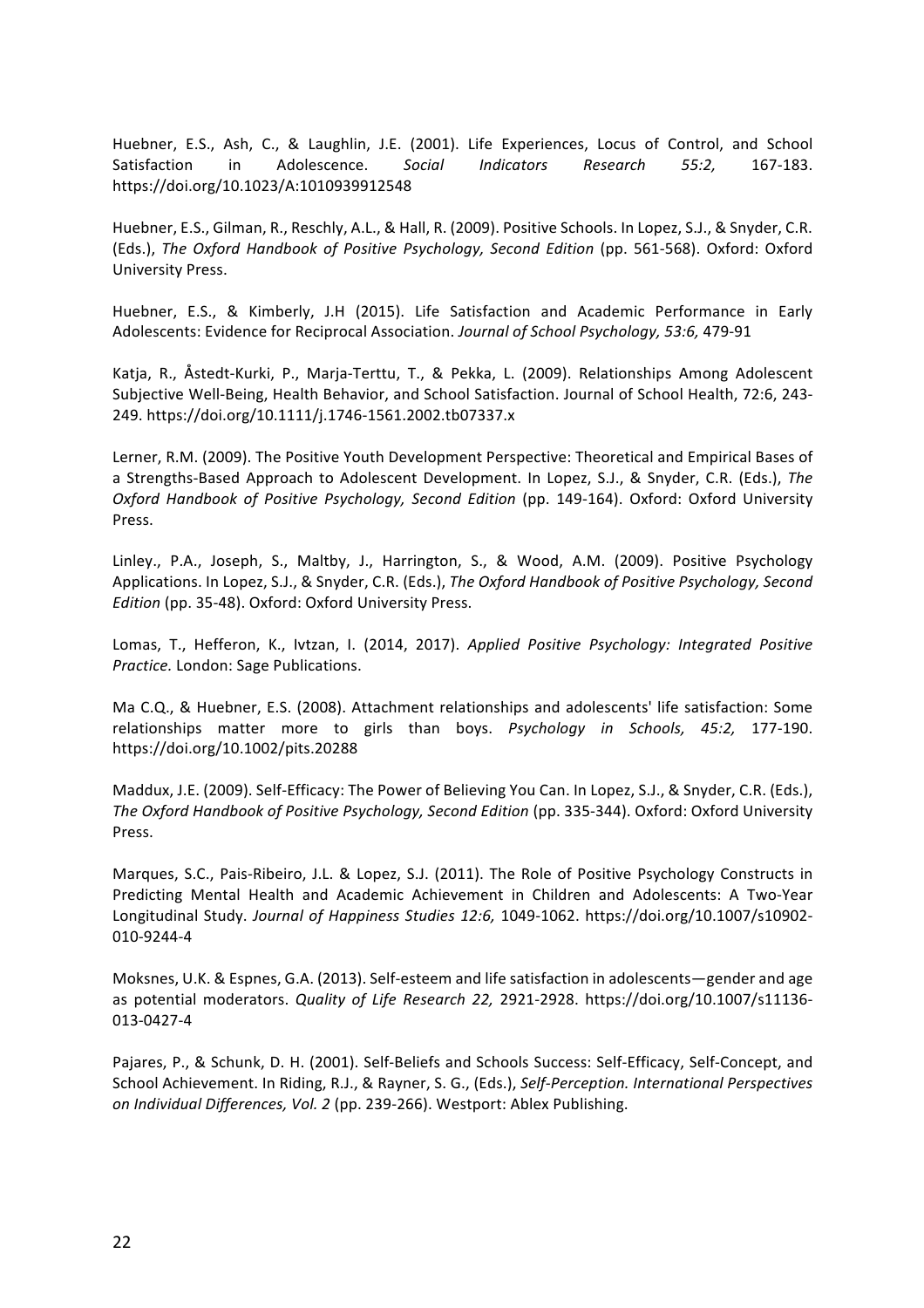Huebner, E.S., Ash, C., & Laughlin, J.E. (2001). Life Experiences, Locus of Control, and School Satisfaction in Adolescence. *Social Indicators Research 55:2,* 167-183. https://doi.org/10.1023/A:1010939912548

Huebner, E.S., Gilman, R., Reschly, A.L., & Hall, R. (2009). Positive Schools. In Lopez, S.J., & Snyder, C.R. (Eds.), *The Oxford Handbook of Positive Psychology, Second Edition* (pp. 561-568). Oxford: Oxford University Press.

Huebner, E.S., & Kimberly, J.H (2015). Life Satisfaction and Academic Performance in Early Adolescents: Evidence for Reciprocal Association. *Journal of School Psychology, 53:6,* 479-91

Katja, R., Åstedt-Kurki, P., Marja-Terttu, T., & Pekka, L. (2009). Relationships Among Adolescent Subjective Well-Being, Health Behavior, and School Satisfaction. Journal of School Health, 72:6, 243-249. https://doi.org/10.1111/j.1746-1561.2002.tb07337.x

Lerner, R.M. (2009). The Positive Youth Development Perspective: Theoretical and Empirical Bases of a Strengths-Based Approach to Adolescent Development. In Lopez, S.J., & Snyder, C.R. (Eds.), *The Oxford Handbook of Positive Psychology, Second Edition* (pp. 149-164). Oxford: Oxford University Press.

Linley., P.A., Joseph, S., Maltby, J., Harrington, S., & Wood, A.M. (2009). Positive Psychology Applications. In Lopez, S.J., & Snyder, C.R. (Eds.), *The Oxford Handbook of Positive Psychology, Second Edition* (pp. 35-48). Oxford: Oxford University Press.

Lomas, T., Hefferon, K., Ivtzan, I. (2014, 2017). *Applied Positive Psychology: Integrated Positive Practice.* London: Sage Publications.

Ma C.Q., & Huebner, E.S. (2008). Attachment relationships and adolescents' life satisfaction: Some relationships matter more to girls than boys. *Psychology in Schools, 45:2,* 177-190. https://doi.org/10.1002/pits.20288

Maddux, J.E. (2009). Self-Efficacy: The Power of Believing You Can. In Lopez, S.J., & Snyder, C.R. (Eds.), *The Oxford Handbook of Positive Psychology, Second Edition* (pp. 335-344). Oxford: Oxford University Press.

Marques, S.C., Pais-Ribeiro, J.L. & Lopez, S.J. (2011). The Role of Positive Psychology Constructs in Predicting Mental Health and Academic Achievement in Children and Adolescents: A Two-Year Longitudinal Study. *Journal of Happiness Studies 12:6,* 1049-1062. https://doi.org/10.1007/s10902-010-9244-4

Moksnes, U.K. & Espnes, G.A. (2013). Self-esteem and life satisfaction in adolescents—gender and age as potential moderators. *Quality of Life Research 22,* 2921-2928. https://doi.org/10.1007/s11136-013-0427-4

Pajares, P., & Schunk, D. H. (2001). Self-Beliefs and Schools Success: Self-Efficacy, Self-Concept, and School Achievement. In Riding, R.J., & Rayner, S. G., (Eds.), *Self-Perception. International Perspectives on Individual Differences, Vol. 2* (pp. 239-266). Westport: Ablex Publishing.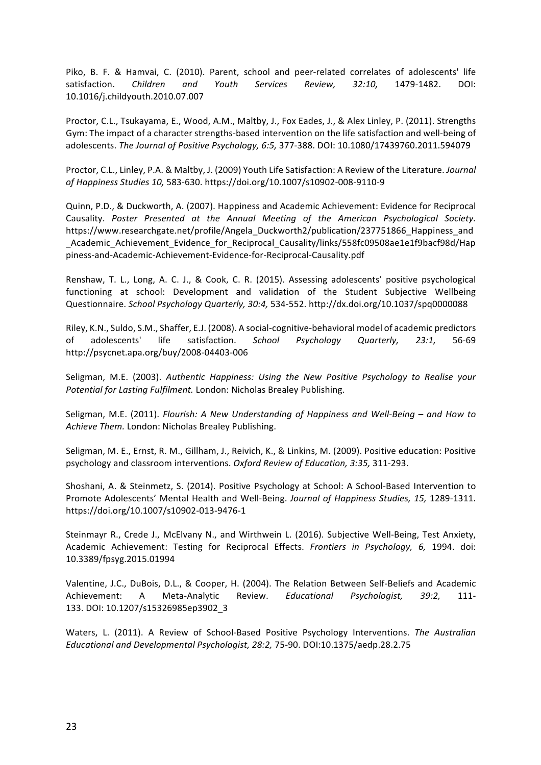Piko, B. F. & Hamvai, C. (2010). Parent, school and peer-related correlates of adolescents' life satisfaction. *Children and Youth Services Review, 32:10,* 1479-1482. DOI: 10.1016/j.childyouth.2010.07.007

Proctor, C.L., Tsukayama, E., Wood, A.M., Maltby, J., Fox Eades, J., & Alex Linley, P. (2011). Strengths Gym: The impact of a character strengths-based intervention on the life satisfaction and well-being of adolescents. *The Journal of Positive Psychology, 6:5,* 377-388. DOI: 10.1080/17439760.2011.594079

Proctor, C.L., Linley, P.A. & Maltby, J. (2009) Youth Life Satisfaction: A Review of the Literature. *Journal of Happiness Studies 10,* 583-630. https://doi.org/10.1007/s10902-008-9110-9

Quinn, P.D., & Duckworth, A. (2007). Happiness and Academic Achievement: Evidence for Reciprocal Causality. *Poster Presented at the Annual Meeting of the American Psychological Society.* https://www.researchgate.net/profile/Angela_Duckworth2/publication/237751866_Happiness_and_Academic_Achievement_Evidence_for_Reciprocal_Causality/links/558fc09508ae1e1f9bacf98d/Happiness-and-Academic-Achievement-Evidence-for-Reciprocal-Causality.pdf

Renshaw, T. L., Long, A. C. J., & Cook, C. R. (2015). Assessing adolescents' positive psychological functioning at school: Development and validation of the Student Subjective Wellbeing Questionnaire. *School Psychology Quarterly, 30:4,* 534-552. http://dx.doi.org/10.1037/spq0000088

Riley, K.N., Suldo, S.M., Shaffer, E.J. (2008). A social-cognitive-behavioral model of academic predictors of adolescents' life satisfaction. *School Psychology Quarterly, 23:1,* 56-69 http://psycnet.apa.org/buy/2008-04403-006

Seligman, M.E. (2003). *Authentic Happiness: Using the New Positive Psychology to Realise your Potential for Lasting Fulfilment.* London: Nicholas Brealey Publishing.

Seligman, M.E. (2011). *Flourish: A New Understanding of Happiness and Well-Being – and How to Achieve Them.* London: Nicholas Brealey Publishing.

Seligman, M. E., Ernst, R. M., Gillham, J., Reivich, K., & Linkins, M. (2009). Positive education: Positive psychology and classroom interventions. *Oxford Review of Education, 3:35,* 311-293.

Shoshani, A. & Steinmetz, S. (2014). Positive Psychology at School: A School-Based Intervention to Promote Adolescents' Mental Health and Well-Being. *Journal of Happiness Studies, 15,* 1289-1311. https://doi.org/10.1007/s10902-013-9476-1

Steinmayr R., Crede J., McElvany N., and Wirthwein L. (2016). Subjective Well-Being, Test Anxiety, Academic Achievement: Testing for Reciprocal Effects. *Frontiers in Psychology, 6,* 1994. doi: 10.3389/fpsyg.2015.01994

Valentine, J.C., DuBois, D.L., & Cooper, H. (2004). The Relation Between Self-Beliefs and Academic Achievement: A Meta-Analytic Review. *Educational Psychologist, 39:2,* 111-133. DOI: 10.1207/s15326985ep3902_3

Waters, L. (2011). A Review of School-Based Positive Psychology Interventions. *The Australian Educational and Developmental Psychologist, 28:2,* 75-90. DOI:10.1375/aedp.28.2.75